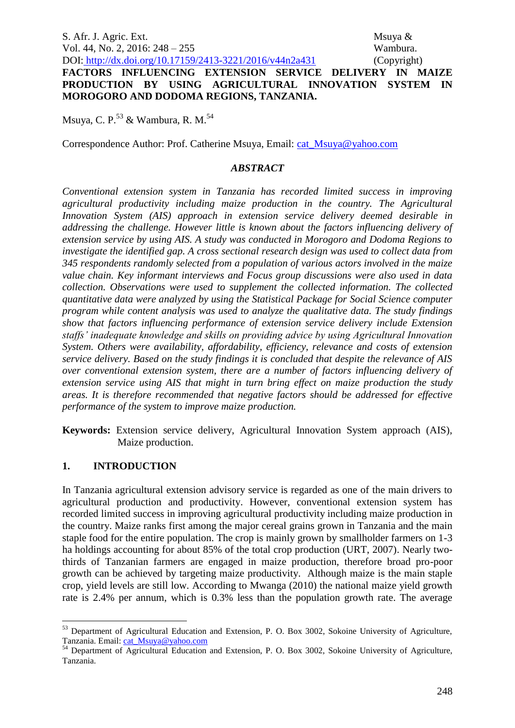# FACTORS INFLUENCING EXTENSION SERVICE DELIVERY IN MAIZE PRODUCTION BY USING AGRICULTURAL INNOVATION SYSTEM IN MOROGORO AND DODOMA REGIONS, TANZANIA.

Msuya, C. P.[53] & Wambura, R. M.[54]

Correspondence Author: Prof. Catherine Msuya, Email: cat_Msuya@yahoo.com

## *ABSTRACT*

*Conventional extension system in Tanzania has recorded limited success in improving agricultural productivity including maize production in the country. The Agricultural Innovation System (AIS) approach in extension service delivery deemed desirable in addressing the challenge. However little is known about the factors influencing delivery of extension service by using AIS. A study was conducted in Morogoro and Dodoma Regions to investigate the identified gap. A cross sectional research design was used to collect data from 345 respondents randomly selected from a population of various actors involved in the maize value chain. Key informant interviews and Focus group discussions were also used in data collection. Observations were used to supplement the collected information. The collected quantitative data were analyzed by using the Statistical Package for Social Science computer program while content analysis was used to analyze the qualitative data. The study findings show that factors influencing performance of extension service delivery include Extension staffs' inadequate knowledge and skills on providing advice by using Agricultural Innovation System. Others were availability, affordability, efficiency, relevance and costs of extension service delivery. Based on the study findings it is concluded that despite the relevance of AIS over conventional extension system, there are a number of factors influencing delivery of extension service using AIS that might in turn bring effect on maize production the study areas. It is therefore recommended that negative factors should be addressed for effective performance of the system to improve maize production.*

**Keywords:** Extension service delivery, Agricultural Innovation System approach (AIS), Maize production.

## 1. INTRODUCTION

In Tanzania agricultural extension advisory service is regarded as one of the main drivers to agricultural production and productivity. However, conventional extension system has recorded limited success in improving agricultural productivity including maize production in the country. Maize ranks first among the major cereal grains grown in Tanzania and the main staple food for the entire population. The crop is mainly grown by smallholder farmers on 1-3 ha holdings accounting for about 85% of the total crop production (URT, 2007). Nearly two-thirds of Tanzanian farmers are engaged in maize production, therefore broad pro-poor growth can be achieved by targeting maize productivity. Although maize is the main staple crop, yield levels are still low. According to Mwanga (2010) the national maize yield growth rate is 2.4% per annum, which is 0.3% less than the population growth rate. The average

---

[53] Department of Agricultural Education and Extension, P. O. Box 3002, Sokoine University of Agriculture, Tanzania. Email: cat_Msuya@yahoo.com

[54] Department of Agricultural Education and Extension, P. O. Box 3002, Sokoine University of Agriculture, Tanzania.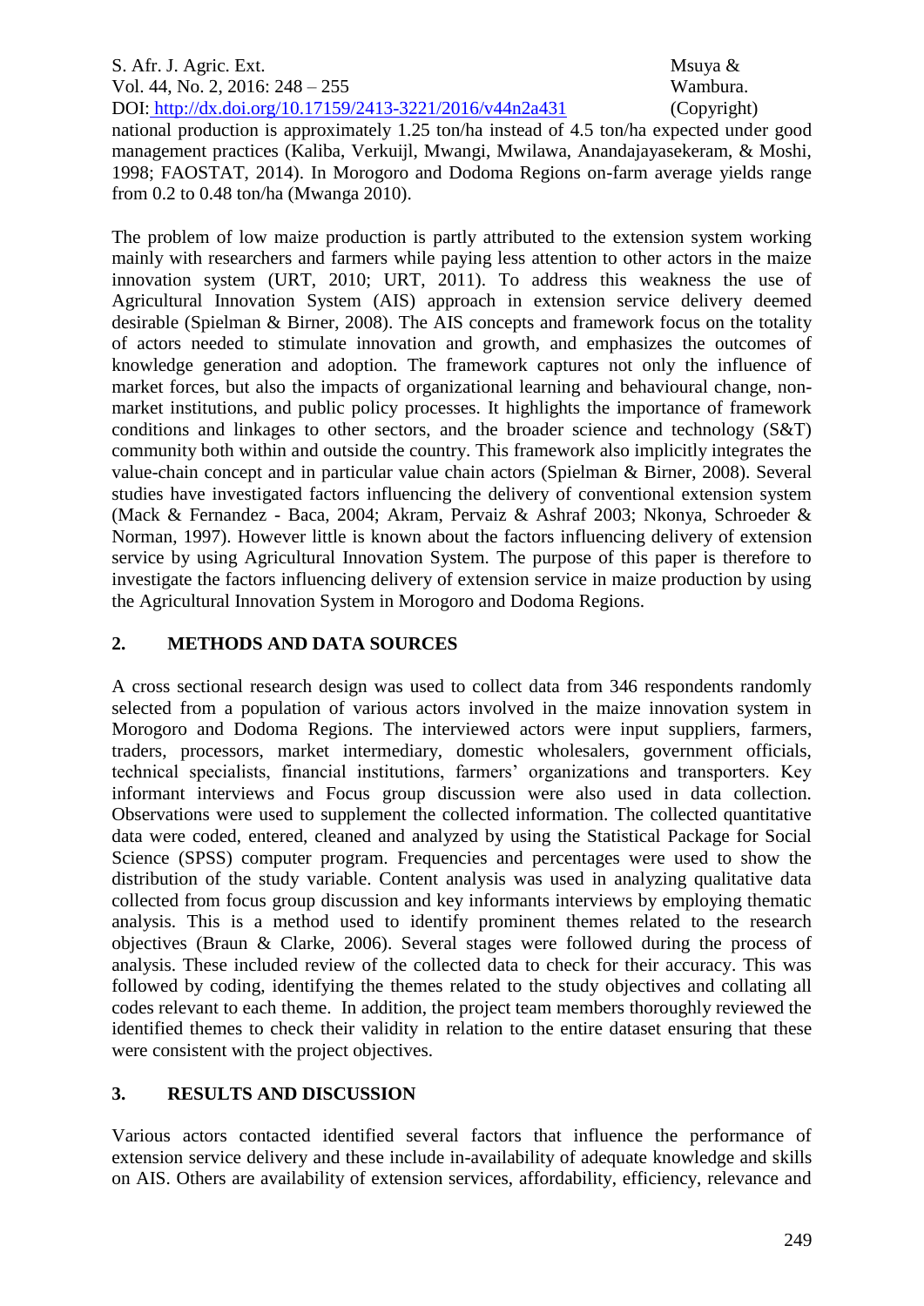national production is approximately 1.25 ton/ha instead of 4.5 ton/ha expected under good management practices (Kaliba, Verkuijl, Mwangi, Mwilawa, Anandajayasekeram, & Moshi, 1998; FAOSTAT, 2014). In Morogoro and Dodoma Regions on-farm average yields range from 0.2 to 0.48 ton/ha (Mwanga 2010).

The problem of low maize production is partly attributed to the extension system working mainly with researchers and farmers while paying less attention to other actors in the maize innovation system (URT, 2010; URT, 2011). To address this weakness the use of Agricultural Innovation System (AIS) approach in extension service delivery deemed desirable (Spielman & Birner, 2008). The AIS concepts and framework focus on the totality of actors needed to stimulate innovation and growth, and emphasizes the outcomes of knowledge generation and adoption. The framework captures not only the influence of market forces, but also the impacts of organizational learning and behavioural change, non-market institutions, and public policy processes. It highlights the importance of framework conditions and linkages to other sectors, and the broader science and technology (S&T) community both within and outside the country. This framework also implicitly integrates the value-chain concept and in particular value chain actors (Spielman & Birner, 2008). Several studies have investigated factors influencing the delivery of conventional extension system (Mack & Fernandez - Baca, 2004; Akram, Pervaiz & Ashraf 2003; Nkonya, Schroeder & Norman, 1997). However little is known about the factors influencing delivery of extension service by using Agricultural Innovation System. The purpose of this paper is therefore to investigate the factors influencing delivery of extension service in maize production by using the Agricultural Innovation System in Morogoro and Dodoma Regions.

## 2. METHODS AND DATA SOURCES

A cross sectional research design was used to collect data from 346 respondents randomly selected from a population of various actors involved in the maize innovation system in Morogoro and Dodoma Regions. The interviewed actors were input suppliers, farmers, traders, processors, market intermediary, domestic wholesalers, government officials, technical specialists, financial institutions, farmers' organizations and transporters. Key informant interviews and Focus group discussion were also used in data collection. Observations were used to supplement the collected information. The collected quantitative data were coded, entered, cleaned and analyzed by using the Statistical Package for Social Science (SPSS) computer program. Frequencies and percentages were used to show the distribution of the study variable. Content analysis was used in analyzing qualitative data collected from focus group discussion and key informants interviews by employing thematic analysis. This is a method used to identify prominent themes related to the research objectives (Braun & Clarke, 2006). Several stages were followed during the process of analysis. These included review of the collected data to check for their accuracy. This was followed by coding, identifying the themes related to the study objectives and collating all codes relevant to each theme. In addition, the project team members thoroughly reviewed the identified themes to check their validity in relation to the entire dataset ensuring that these were consistent with the project objectives.

## 3. RESULTS AND DISCUSSION

Various actors contacted identified several factors that influence the performance of extension service delivery and these include in-availability of adequate knowledge and skills on AIS. Others are availability of extension services, affordability, efficiency, relevance and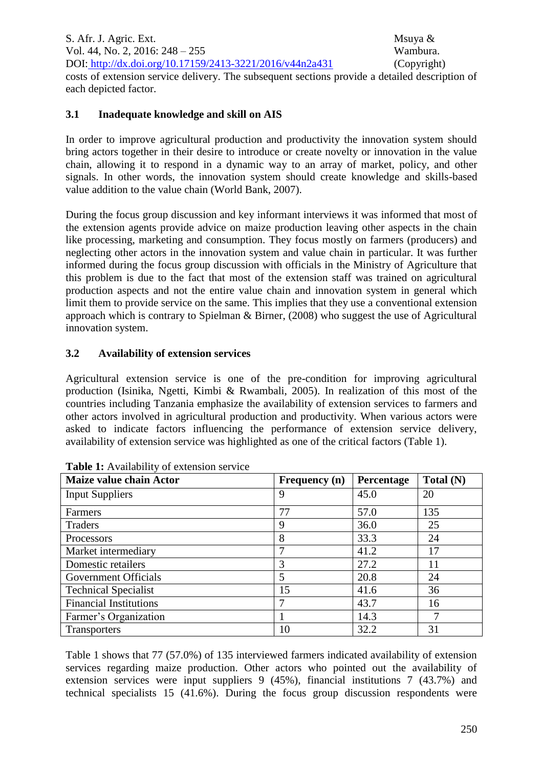costs of extension service delivery. The subsequent sections provide a detailed description of each depicted factor.

### 3.1 Inadequate knowledge and skill on AIS

In order to improve agricultural production and productivity the innovation system should bring actors together in their desire to introduce or create novelty or innovation in the value chain, allowing it to respond in a dynamic way to an array of market, policy, and other signals. In other words, the innovation system should create knowledge and skills-based value addition to the value chain (World Bank, 2007).

During the focus group discussion and key informant interviews it was informed that most of the extension agents provide advice on maize production leaving other aspects in the chain like processing, marketing and consumption. They focus mostly on farmers (producers) and neglecting other actors in the innovation system and value chain in particular. It was further informed during the focus group discussion with officials in the Ministry of Agriculture that this problem is due to the fact that most of the extension staff was trained on agricultural production aspects and not the entire value chain and innovation system in general which limit them to provide service on the same. This implies that they use a conventional extension approach which is contrary to Spielman & Birner, (2008) who suggest the use of Agricultural innovation system.

### 3.2 Availability of extension services

Agricultural extension service is one of the pre-condition for improving agricultural production (Isinika, Ngetti, Kimbi & Rwambali, 2005). In realization of this most of the countries including Tanzania emphasize the availability of extension services to farmers and other actors involved in agricultural production and productivity. When various actors were asked to indicate factors influencing the performance of extension service delivery, availability of extension service was highlighted as one of the critical factors (Table 1).

**Table 1:** Availability of extension service

| Maize value chain Actor | Frequency (n) | Percentage | Total (N) |
|---|---|---|---|
| Input Suppliers | 9 | 45.0 | 20 |
| Farmers | 77 | 57.0 | 135 |
| Traders | 9 | 36.0 | 25 |
| Processors | 8 | 33.3 | 24 |
| Market intermediary | 7 | 41.2 | 17 |
| Domestic retailers | 3 | 27.2 | 11 |
| Government Officials | 5 | 20.8 | 24 |
| Technical Specialist | 15 | 41.6 | 36 |
| Financial Institutions | 7 | 43.7 | 16 |
| Farmer's Organization | 1 | 14.3 | 7 |
| Transporters | 10 | 32.2 | 31 |

Table 1 shows that 77 (57.0%) of 135 interviewed farmers indicated availability of extension services regarding maize production. Other actors who pointed out the availability of extension services were input suppliers 9 (45%), financial institutions 7 (43.7%) and technical specialists 15 (41.6%). During the focus group discussion respondents were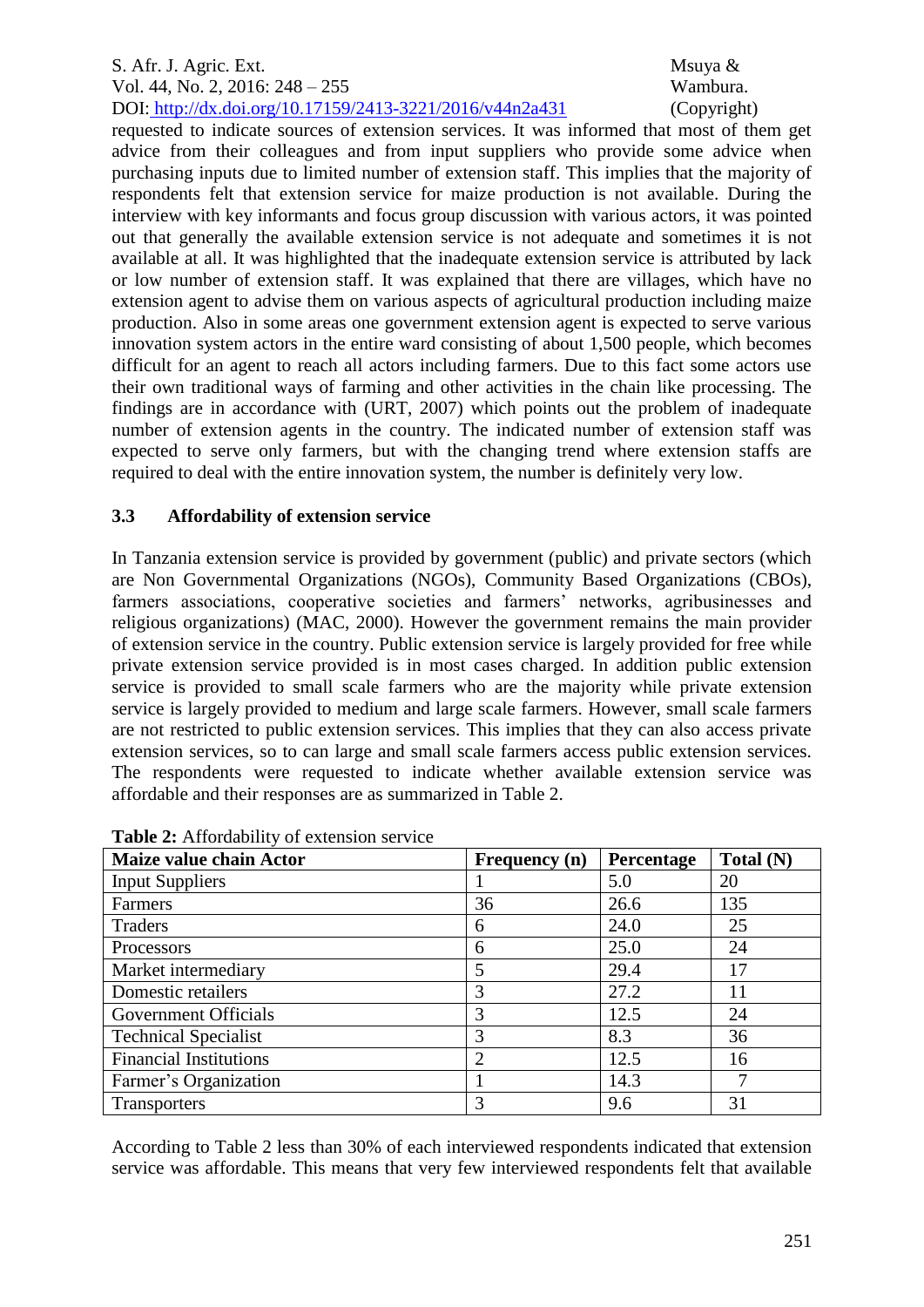requested to indicate sources of extension services. It was informed that most of them get advice from their colleagues and from input suppliers who provide some advice when purchasing inputs due to limited number of extension staff. This implies that the majority of respondents felt that extension service for maize production is not available. During the interview with key informants and focus group discussion with various actors, it was pointed out that generally the available extension service is not adequate and sometimes it is not available at all. It was highlighted that the inadequate extension service is attributed by lack or low number of extension staff. It was explained that there are villages, which have no extension agent to advise them on various aspects of agricultural production including maize production. Also in some areas one government extension agent is expected to serve various innovation system actors in the entire ward consisting of about 1,500 people, which becomes difficult for an agent to reach all actors including farmers. Due to this fact some actors use their own traditional ways of farming and other activities in the chain like processing. The findings are in accordance with (URT, 2007) which points out the problem of inadequate number of extension agents in the country. The indicated number of extension staff was expected to serve only farmers, but with the changing trend where extension staffs are required to deal with the entire innovation system, the number is definitely very low.

### 3.3 Affordability of extension service

In Tanzania extension service is provided by government (public) and private sectors (which are Non Governmental Organizations (NGOs), Community Based Organizations (CBOs), farmers associations, cooperative societies and farmers' networks, agribusinesses and religious organizations) (MAC, 2000). However the government remains the main provider of extension service in the country. Public extension service is largely provided for free while private extension service provided is in most cases charged. In addition public extension service is provided to small scale farmers who are the majority while private extension service is largely provided to medium and large scale farmers. However, small scale farmers are not restricted to public extension services. This implies that they can also access private extension services, so to can large and small scale farmers access public extension services. The respondents were requested to indicate whether available extension service was affordable and their responses are as summarized in Table 2.

**Table 2:** Affordability of extension service

| Maize value chain Actor | Frequency (n) | Percentage | Total (N) |
|---|---|---|---|
| Input Suppliers | 1 | 5.0 | 20 |
| Farmers | 36 | 26.6 | 135 |
| Traders | 6 | 24.0 | 25 |
| Processors | 6 | 25.0 | 24 |
| Market intermediary | 5 | 29.4 | 17 |
| Domestic retailers | 3 | 27.2 | 11 |
| Government Officials | 3 | 12.5 | 24 |
| Technical Specialist | 3 | 8.3 | 36 |
| Financial Institutions | 2 | 12.5 | 16 |
| Farmer's Organization | 1 | 14.3 | 7 |
| Transporters | 3 | 9.6 | 31 |

According to Table 2 less than 30% of each interviewed respondents indicated that extension service was affordable. This means that very few interviewed respondents felt that available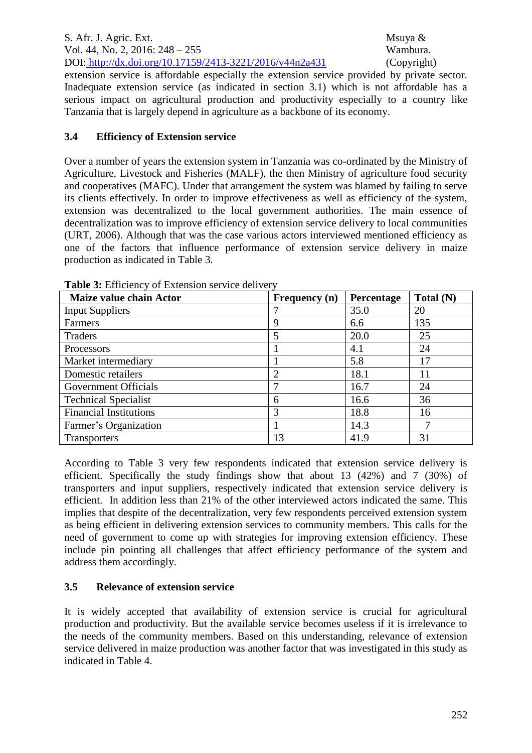extension service is affordable especially the extension service provided by private sector. Inadequate extension service (as indicated in section 3.1) which is not affordable has a serious impact on agricultural production and productivity especially to a country like Tanzania that is largely depend in agriculture as a backbone of its economy.

### 3.4 Efficiency of Extension service

Over a number of years the extension system in Tanzania was co-ordinated by the Ministry of Agriculture, Livestock and Fisheries (MALF), the then Ministry of agriculture food security and cooperatives (MAFC). Under that arrangement the system was blamed by failing to serve its clients effectively. In order to improve effectiveness as well as efficiency of the system, extension was decentralized to the local government authorities. The main essence of decentralization was to improve efficiency of extension service delivery to local communities (URT, 2006). Although that was the case various actors interviewed mentioned efficiency as one of the factors that influence performance of extension service delivery in maize production as indicated in Table 3.

**Table 3:** Efficiency of Extension service delivery

| Maize value chain Actor | Frequency (n) | Percentage | Total (N) |
|---|---|---|---|
| Input Suppliers | 7 | 35.0 | 20 |
| Farmers | 9 | 6.6 | 135 |
| Traders | 5 | 20.0 | 25 |
| Processors | 1 | 4.1 | 24 |
| Market intermediary | 1 | 5.8 | 17 |
| Domestic retailers | 2 | 18.1 | 11 |
| Government Officials | 7 | 16.7 | 24 |
| Technical Specialist | 6 | 16.6 | 36 |
| Financial Institutions | 3 | 18.8 | 16 |
| Farmer's Organization | 1 | 14.3 | 7 |
| Transporters | 13 | 41.9 | 31 |

According to Table 3 very few respondents indicated that extension service delivery is efficient. Specifically the study findings show that about 13 (42%) and 7 (30%) of transporters and input suppliers, respectively indicated that extension service delivery is efficient. In addition less than 21% of the other interviewed actors indicated the same. This implies that despite of the decentralization, very few respondents perceived extension system as being efficient in delivering extension services to community members. This calls for the need of government to come up with strategies for improving extension efficiency. These include pin pointing all challenges that affect efficiency performance of the system and address them accordingly.

### 3.5 Relevance of extension service

It is widely accepted that availability of extension service is crucial for agricultural production and productivity. But the available service becomes useless if it is irrelevance to the needs of the community members. Based on this understanding, relevance of extension service delivered in maize production was another factor that was investigated in this study as indicated in Table 4.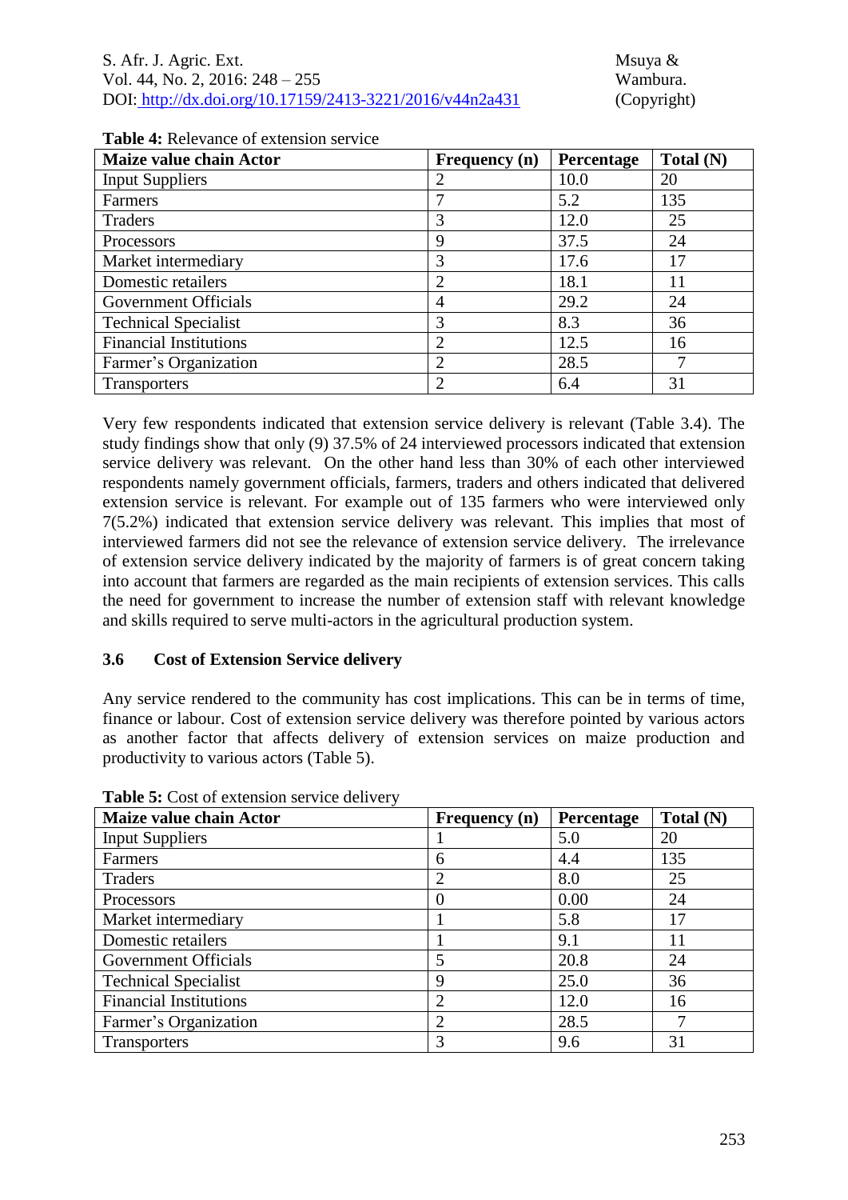**Table 4:** Relevance of extension service

| Maize value chain Actor | Frequency (n) | Percentage | Total (N) |
|---|---|---|---|
| Input Suppliers | 2 | 10.0 | 20 |
| Farmers | 7 | 5.2 | 135 |
| Traders | 3 | 12.0 | 25 |
| Processors | 9 | 37.5 | 24 |
| Market intermediary | 3 | 17.6 | 17 |
| Domestic retailers | 2 | 18.1 | 11 |
| Government Officials | 4 | 29.2 | 24 |
| Technical Specialist | 3 | 8.3 | 36 |
| Financial Institutions | 2 | 12.5 | 16 |
| Farmer's Organization | 2 | 28.5 | 7 |
| Transporters | 2 | 6.4 | 31 |

Very few respondents indicated that extension service delivery is relevant (Table 3.4). The study findings show that only (9) 37.5% of 24 interviewed processors indicated that extension service delivery was relevant. On the other hand less than 30% of each other interviewed respondents namely government officials, farmers, traders and others indicated that delivered extension service is relevant. For example out of 135 farmers who were interviewed only 7(5.2%) indicated that extension service delivery was relevant. This implies that most of interviewed farmers did not see the relevance of extension service delivery. The irrelevance of extension service delivery indicated by the majority of farmers is of great concern taking into account that farmers are regarded as the main recipients of extension services. This calls the need for government to increase the number of extension staff with relevant knowledge and skills required to serve multi-actors in the agricultural production system.

### 3.6 Cost of Extension Service delivery

Any service rendered to the community has cost implications. This can be in terms of time, finance or labour. Cost of extension service delivery was therefore pointed by various actors as another factor that affects delivery of extension services on maize production and productivity to various actors (Table 5).

**Table 5:** Cost of extension service delivery

| Maize value chain Actor | Frequency (n) | Percentage | Total (N) |
|---|---|---|---|
| Input Suppliers | 1 | 5.0 | 20 |
| Farmers | 6 | 4.4 | 135 |
| Traders | 2 | 8.0 | 25 |
| Processors | 0 | 0.00 | 24 |
| Market intermediary | 1 | 5.8 | 17 |
| Domestic retailers | 1 | 9.1 | 11 |
| Government Officials | 5 | 20.8 | 24 |
| Technical Specialist | 9 | 25.0 | 36 |
| Financial Institutions | 2 | 12.0 | 16 |
| Farmer's Organization | 2 | 28.5 | 7 |
| Transporters | 3 | 9.6 | 31 |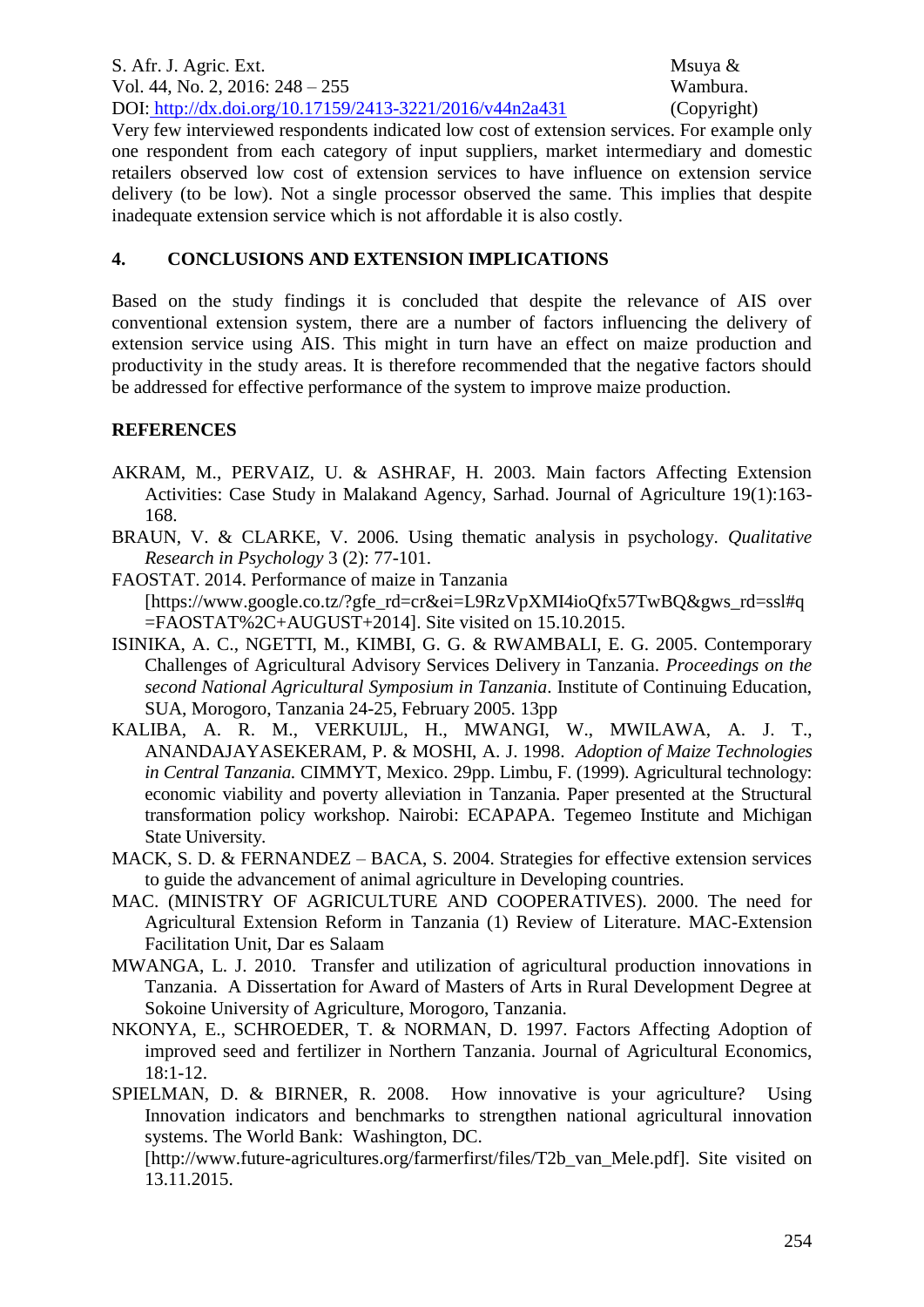Very few interviewed respondents indicated low cost of extension services. For example only one respondent from each category of input suppliers, market intermediary and domestic retailers observed low cost of extension services to have influence on extension service delivery (to be low). Not a single processor observed the same. This implies that despite inadequate extension service which is not affordable it is also costly.

## 4. CONCLUSIONS AND EXTENSION IMPLICATIONS

Based on the study findings it is concluded that despite the relevance of AIS over conventional extension system, there are a number of factors influencing the delivery of extension service using AIS. This might in turn have an effect on maize production and productivity in the study areas. It is therefore recommended that the negative factors should be addressed for effective performance of the system to improve maize production.

## REFERENCES

AKRAM, M., PERVAIZ, U. & ASHRAF, H. 2003. Main factors Affecting Extension Activities: Case Study in Malakand Agency, Sarhad. Journal of Agriculture 19(1):163-168.

BRAUN, V. & CLARKE, V. 2006. Using thematic analysis in psychology. *Qualitative Research in Psychology* 3 (2): 77-101.

FAOSTAT. 2014. Performance of maize in Tanzania [https://www.google.co.tz/?gfe_rd=cr&ei=L9RzVpXMI4ioQfx57TwBQ&gws_rd=ssl#q=FAOSTAT%2C+AUGUST+2014]. Site visited on 15.10.2015.

ISINIKA, A. C., NGETTI, M., KIMBI, G. G. & RWAMBALI, E. G. 2005. Contemporary Challenges of Agricultural Advisory Services Delivery in Tanzania. *Proceedings on the second National Agricultural Symposium in Tanzania*. Institute of Continuing Education, SUA, Morogoro, Tanzania 24-25, February 2005. 13pp

KALIBA, A. R. M., VERKUIJL, H., MWANGI, W., MWILAWA, A. J. T., ANANDAJAYASEKERAM, P. & MOSHI, A. J. 1998. *Adoption of Maize Technologies in Central Tanzania.* CIMMYT, Mexico. 29pp. Limbu, F. (1999). Agricultural technology: economic viability and poverty alleviation in Tanzania. Paper presented at the Structural transformation policy workshop. Nairobi: ECAPAPA. Tegemeo Institute and Michigan State University.

MACK, S. D. & FERNANDEZ – BACA, S. 2004. Strategies for effective extension services to guide the advancement of animal agriculture in Developing countries.

MAC. (MINISTRY OF AGRICULTURE AND COOPERATIVES). 2000. The need for Agricultural Extension Reform in Tanzania (1) Review of Literature. MAC-Extension Facilitation Unit, Dar es Salaam

MWANGA, L. J. 2010. Transfer and utilization of agricultural production innovations in Tanzania. A Dissertation for Award of Masters of Arts in Rural Development Degree at Sokoine University of Agriculture, Morogoro, Tanzania.

NKONYA, E., SCHROEDER, T. & NORMAN, D. 1997. Factors Affecting Adoption of improved seed and fertilizer in Northern Tanzania. Journal of Agricultural Economics, 18:1-12.

SPIELMAN, D. & BIRNER, R. 2008. How innovative is your agriculture? Using Innovation indicators and benchmarks to strengthen national agricultural innovation systems. The World Bank: Washington, DC. [http://www.future-agricultures.org/farmerfirst/files/T2b_van_Mele.pdf]. Site visited on 13.11.2015.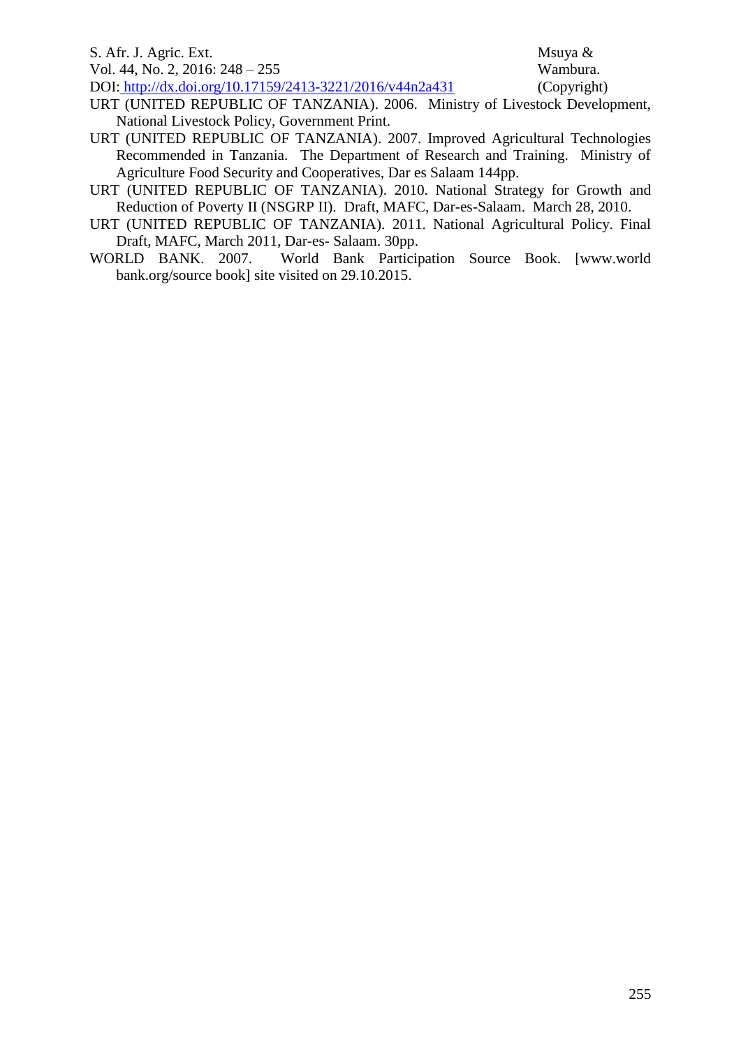URT (UNITED REPUBLIC OF TANZANIA). 2006. Ministry of Livestock Development, National Livestock Policy, Government Print.

URT (UNITED REPUBLIC OF TANZANIA). 2007. Improved Agricultural Technologies Recommended in Tanzania. The Department of Research and Training. Ministry of Agriculture Food Security and Cooperatives, Dar es Salaam 144pp.

URT (UNITED REPUBLIC OF TANZANIA). 2010. National Strategy for Growth and Reduction of Poverty II (NSGRP II). Draft, MAFC, Dar-es-Salaam. March 28, 2010.

URT (UNITED REPUBLIC OF TANZANIA). 2011. National Agricultural Policy. Final Draft, MAFC, March 2011, Dar-es- Salaam. 30pp.

WORLD BANK. 2007. World Bank Participation Source Book. [www.world bank.org/source book] site visited on 29.10.2015.